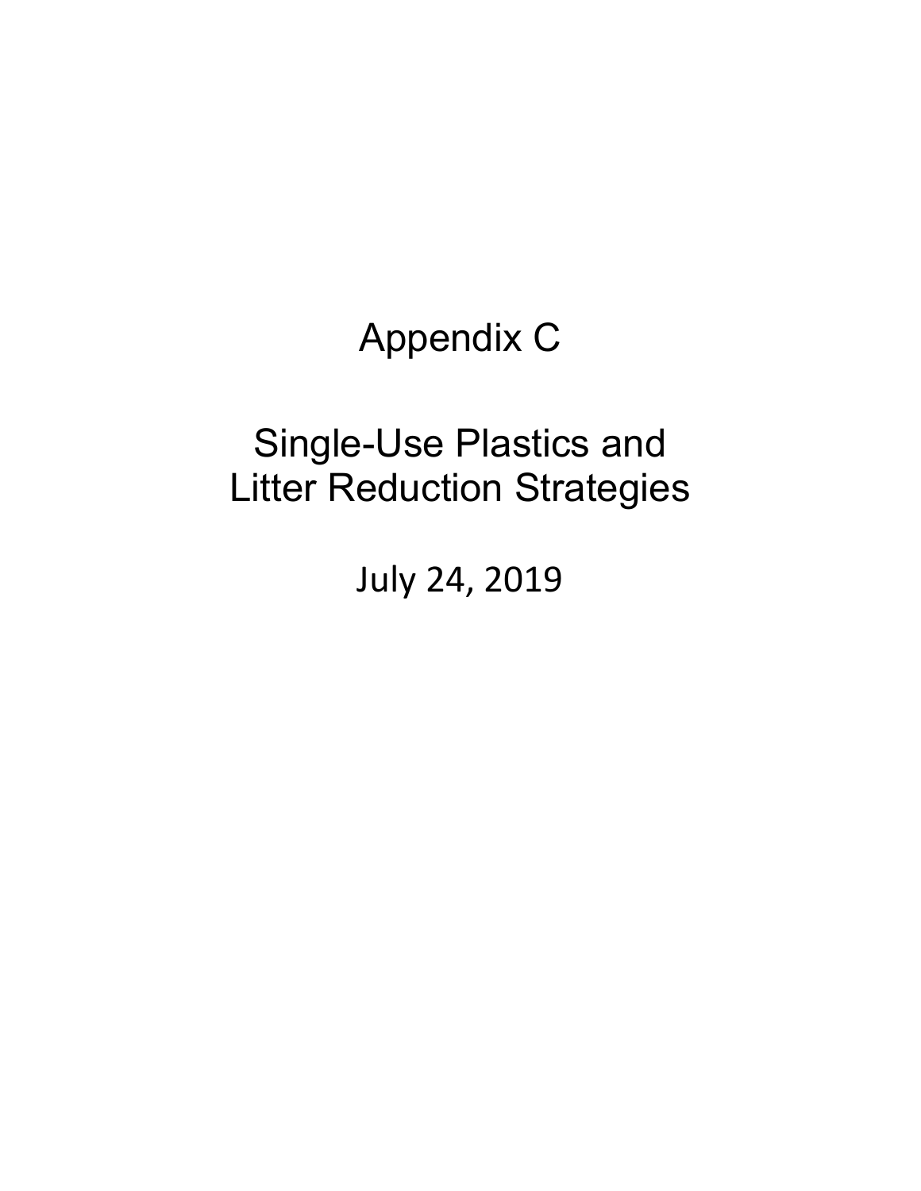# Appendix C

# Single-Use Plastics and Litter Reduction Strategies

July 24, 2019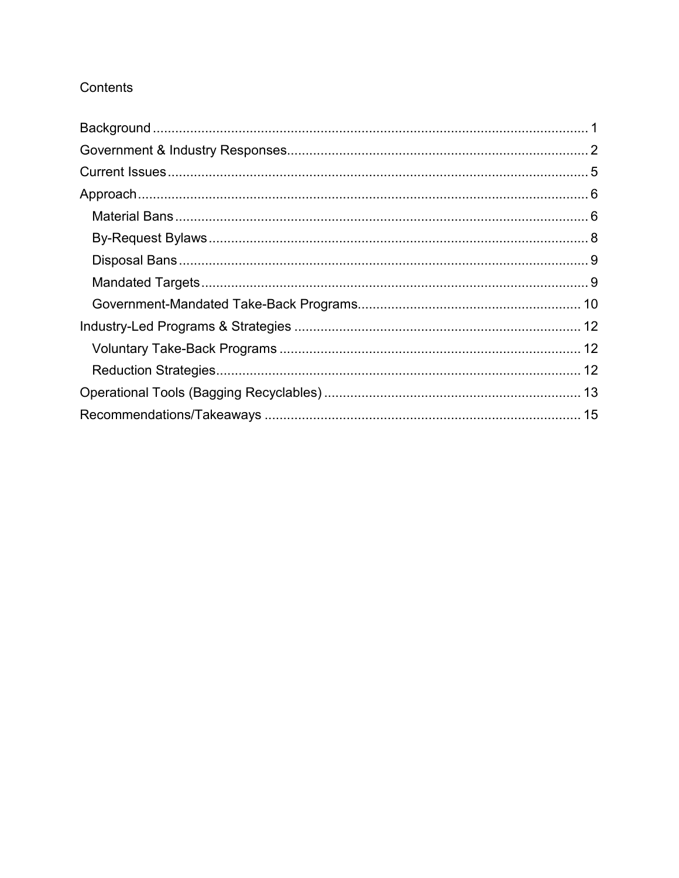Contents

- Background ..... 1
- Government & Industry Responses ..... 2
- Current Issues ..... 5
- Approach ..... 6
  - Material Bans ..... 6
  - By-Request Bylaws ..... 8
  - Disposal Bans ..... 9
  - Mandated Targets ..... 9
  - Government-Mandated Take-Back Programs ..... 10
- Industry-Led Programs & Strategies ..... 12
  - Voluntary Take-Back Programs ..... 12
  - Reduction Strategies ..... 12
- Operational Tools (Bagging Recyclables) ..... 13
- Recommendations/Takeaways ..... 15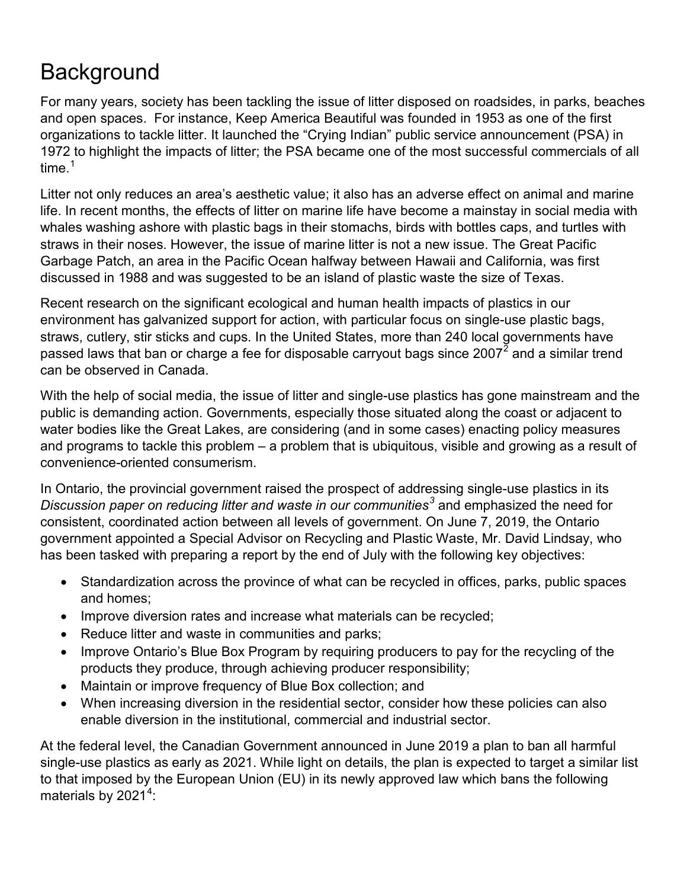# Background

For many years, society has been tackling the issue of litter disposed on roadsides, in parks, beaches and open spaces. For instance, Keep America Beautiful was founded in 1953 as one of the first organizations to tackle litter. It launched the "Crying Indian" public service announcement (PSA) in 1972 to highlight the impacts of litter; the PSA became one of the most successful commercials of all time.[1]

Litter not only reduces an area's aesthetic value; it also has an adverse effect on animal and marine life. In recent months, the effects of litter on marine life have become a mainstay in social media with whales washing ashore with plastic bags in their stomachs, birds with bottles caps, and turtles with straws in their noses. However, the issue of marine litter is not a new issue. The Great Pacific Garbage Patch, an area in the Pacific Ocean halfway between Hawaii and California, was first discussed in 1988 and was suggested to be an island of plastic waste the size of Texas.

Recent research on the significant ecological and human health impacts of plastics in our environment has galvanized support for action, with particular focus on single-use plastic bags, straws, cutlery, stir sticks and cups. In the United States, more than 240 local governments have passed laws that ban or charge a fee for disposable carryout bags since 2007[2] and a similar trend can be observed in Canada.

With the help of social media, the issue of litter and single-use plastics has gone mainstream and the public is demanding action. Governments, especially those situated along the coast or adjacent to water bodies like the Great Lakes, are considering (and in some cases) enacting policy measures and programs to tackle this problem – a problem that is ubiquitous, visible and growing as a result of convenience-oriented consumerism.

In Ontario, the provincial government raised the prospect of addressing single-use plastics in its *Discussion paper on reducing litter and waste in our communities*[3] and emphasized the need for consistent, coordinated action between all levels of government. On June 7, 2019, the Ontario government appointed a Special Advisor on Recycling and Plastic Waste, Mr. David Lindsay, who has been tasked with preparing a report by the end of July with the following key objectives:

- Standardization across the province of what can be recycled in offices, parks, public spaces and homes;
- Improve diversion rates and increase what materials can be recycled;
- Reduce litter and waste in communities and parks;
- Improve Ontario's Blue Box Program by requiring producers to pay for the recycling of the products they produce, through achieving producer responsibility;
- Maintain or improve frequency of Blue Box collection; and
- When increasing diversion in the residential sector, consider how these policies can also enable diversion in the institutional, commercial and industrial sector.

At the federal level, the Canadian Government announced in June 2019 a plan to ban all harmful single-use plastics as early as 2021. While light on details, the plan is expected to target a similar list to that imposed by the European Union (EU) in its newly approved law which bans the following materials by 2021[4]: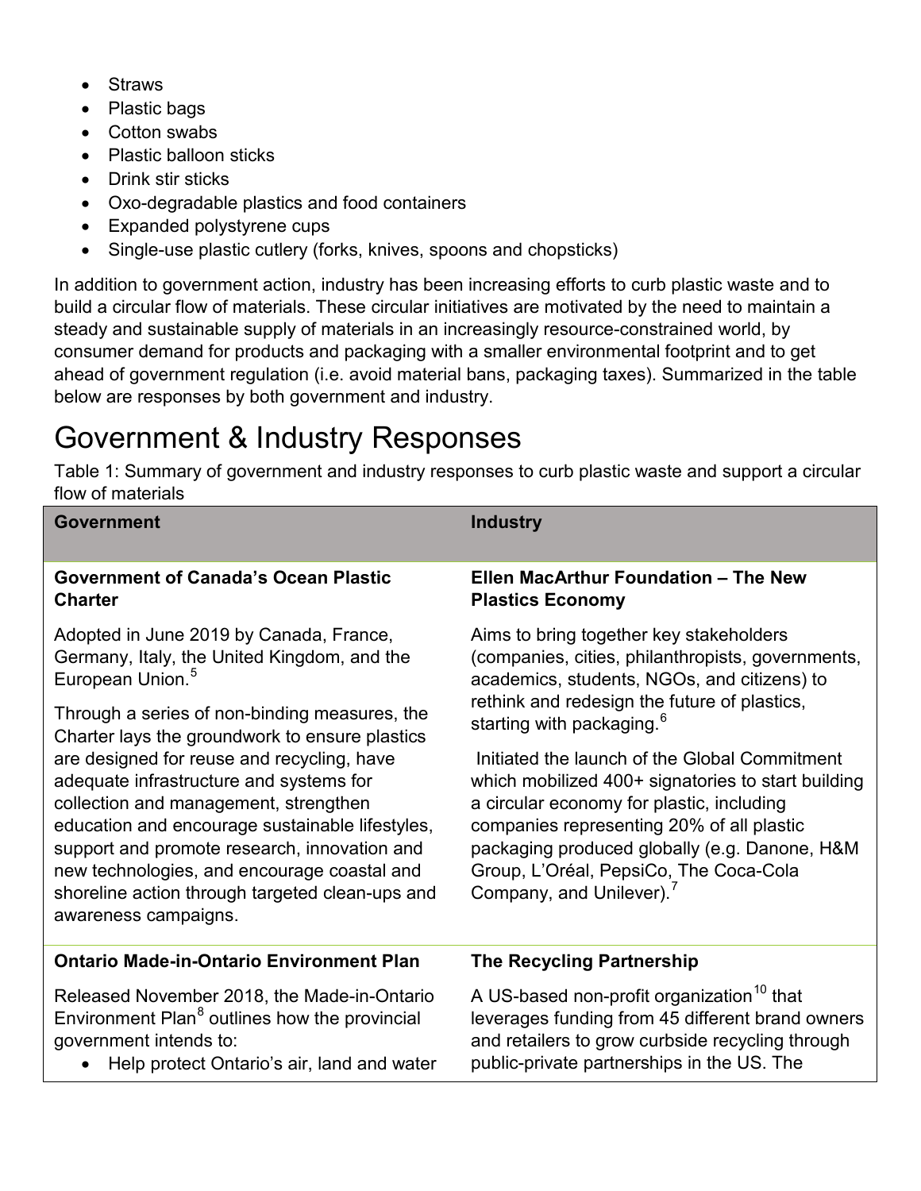- Straws
- Plastic bags
- Cotton swabs
- Plastic balloon sticks
- Drink stir sticks
- Oxo-degradable plastics and food containers
- Expanded polystyrene cups
- Single-use plastic cutlery (forks, knives, spoons and chopsticks)

In addition to government action, industry has been increasing efforts to curb plastic waste and to build a circular flow of materials. These circular initiatives are motivated by the need to maintain a steady and sustainable supply of materials in an increasingly resource-constrained world, by consumer demand for products and packaging with a smaller environmental footprint and to get ahead of government regulation (i.e. avoid material bans, packaging taxes). Summarized in the table below are responses by both government and industry.

# Government & Industry Responses

Table 1: Summary of government and industry responses to curb plastic waste and support a circular flow of materials

| Government | Industry |
|---|---|
| **Government of Canada's Ocean Plastic Charter**<br><br>Adopted in June 2019 by Canada, France, Germany, Italy, the United Kingdom, and the European Union.[5]<br><br>Through a series of non-binding measures, the Charter lays the groundwork to ensure plastics are designed for reuse and recycling, have adequate infrastructure and systems for collection and management, strengthen education and encourage sustainable lifestyles, support and promote research, innovation and new technologies, and encourage coastal and shoreline action through targeted clean-ups and awareness campaigns. | **Ellen MacArthur Foundation – The New Plastics Economy**<br><br>Aims to bring together key stakeholders (companies, cities, philanthropists, governments, academics, students, NGOs, and citizens) to rethink and redesign the future of plastics, starting with packaging.[6]<br><br>Initiated the launch of the Global Commitment which mobilized 400+ signatories to start building a circular economy for plastic, including companies representing 20% of all plastic packaging produced globally (e.g. Danone, H&M Group, L'Oréal, PepsiCo, The Coca-Cola Company, and Unilever).[7] |
| **Ontario Made-in-Ontario Environment Plan**<br><br>Released November 2018, the Made-in-Ontario Environment Plan[8] outlines how the provincial government intends to:<br>• Help protect Ontario's air, land and water | **The Recycling Partnership**<br><br>A US-based non-profit organization[10] that leverages funding from 45 different brand owners and retailers to grow curbside recycling through public-private partnerships in the US. The |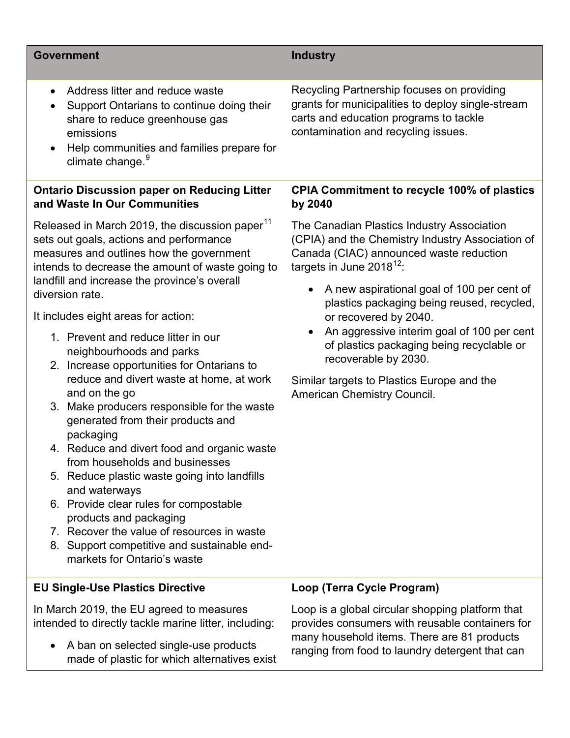| Government | Industry |
|---|---|
| • Address litter and reduce waste<br>• Support Ontarians to continue doing their share to reduce greenhouse gas emissions<br>• Help communities and families prepare for climate change.[9] | Recycling Partnership focuses on providing grants for municipalities to deploy single-stream carts and education programs to tackle contamination and recycling issues. |
| **Ontario Discussion paper on Reducing Litter and Waste In Our Communities**<br><br>Released in March 2019, the discussion paper[11] sets out goals, actions and performance measures and outlines how the government intends to decrease the amount of waste going to landfill and increase the province's overall diversion rate.<br><br>It includes eight areas for action:<br>1. Prevent and reduce litter in our neighbourhoods and parks<br>2. Increase opportunities for Ontarians to reduce and divert waste at home, at work and on the go<br>3. Make producers responsible for the waste generated from their products and packaging<br>4. Reduce and divert food and organic waste from households and businesses<br>5. Reduce plastic waste going into landfills and waterways<br>6. Provide clear rules for compostable products and packaging<br>7. Recover the value of resources in waste<br>8. Support competitive and sustainable end-markets for Ontario's waste | **CPIA Commitment to recycle 100% of plastics by 2040**<br><br>The Canadian Plastics Industry Association (CPIA) and the Chemistry Industry Association of Canada (CIAC) announced waste reduction targets in June 2018[12]:<br>• A new aspirational goal of 100 per cent of plastics packaging being reused, recycled, or recovered by 2040.<br>• An aggressive interim goal of 100 per cent of plastics packaging being recyclable or recoverable by 2030.<br><br>Similar targets to Plastics Europe and the American Chemistry Council. |
| **EU Single-Use Plastics Directive**<br><br>In March 2019, the EU agreed to measures intended to directly tackle marine litter, including:<br>• A ban on selected single-use products made of plastic for which alternatives exist | **Loop (Terra Cycle Program)**<br><br>Loop is a global circular shopping platform that provides consumers with reusable containers for many household items. There are 81 products ranging from food to laundry detergent that can |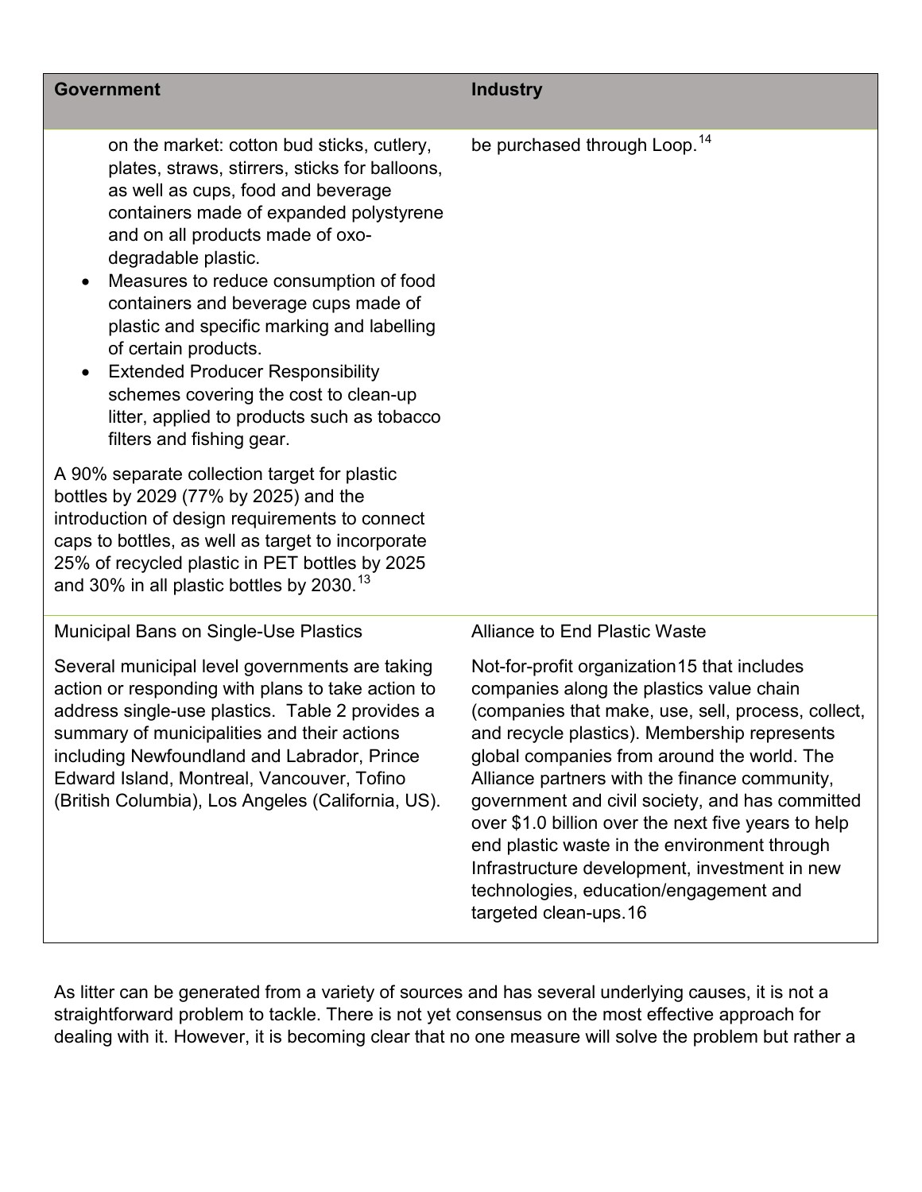| Government | Industry |
| --- | --- |
| on the market: cotton bud sticks, cutlery, plates, straws, stirrers, sticks for balloons, as well as cups, food and beverage containers made of expanded polystyrene and on all products made of oxo-degradable plastic.<br>• Measures to reduce consumption of food containers and beverage cups made of plastic and specific marking and labelling of certain products.<br>• Extended Producer Responsibility schemes covering the cost to clean-up litter, applied to products such as tobacco filters and fishing gear.<br><br>A 90% separate collection target for plastic bottles by 2029 (77% by 2025) and the introduction of design requirements to connect caps to bottles, as well as target to incorporate 25% of recycled plastic in PET bottles by 2025 and 30% in all plastic bottles by 2030.[13] | be purchased through Loop.[14] |
| Municipal Bans on Single-Use Plastics<br><br>Several municipal level governments are taking action or responding with plans to take action to address single-use plastics. Table 2 provides a summary of municipalities and their actions including Newfoundland and Labrador, Prince Edward Island, Montreal, Vancouver, Tofino (British Columbia), Los Angeles (California, US). | Alliance to End Plastic Waste<br><br>Not-for-profit organization15 that includes companies along the plastics value chain (companies that make, use, sell, process, collect, and recycle plastics). Membership represents global companies from around the world. The Alliance partners with the finance community, government and civil society, and has committed over $1.0 billion over the next five years to help end plastic waste in the environment through Infrastructure development, investment in new technologies, education/engagement and targeted clean-ups.16 |

As litter can be generated from a variety of sources and has several underlying causes, it is not a straightforward problem to tackle. There is not yet consensus on the most effective approach for dealing with it. However, it is becoming clear that no one measure will solve the problem but rather a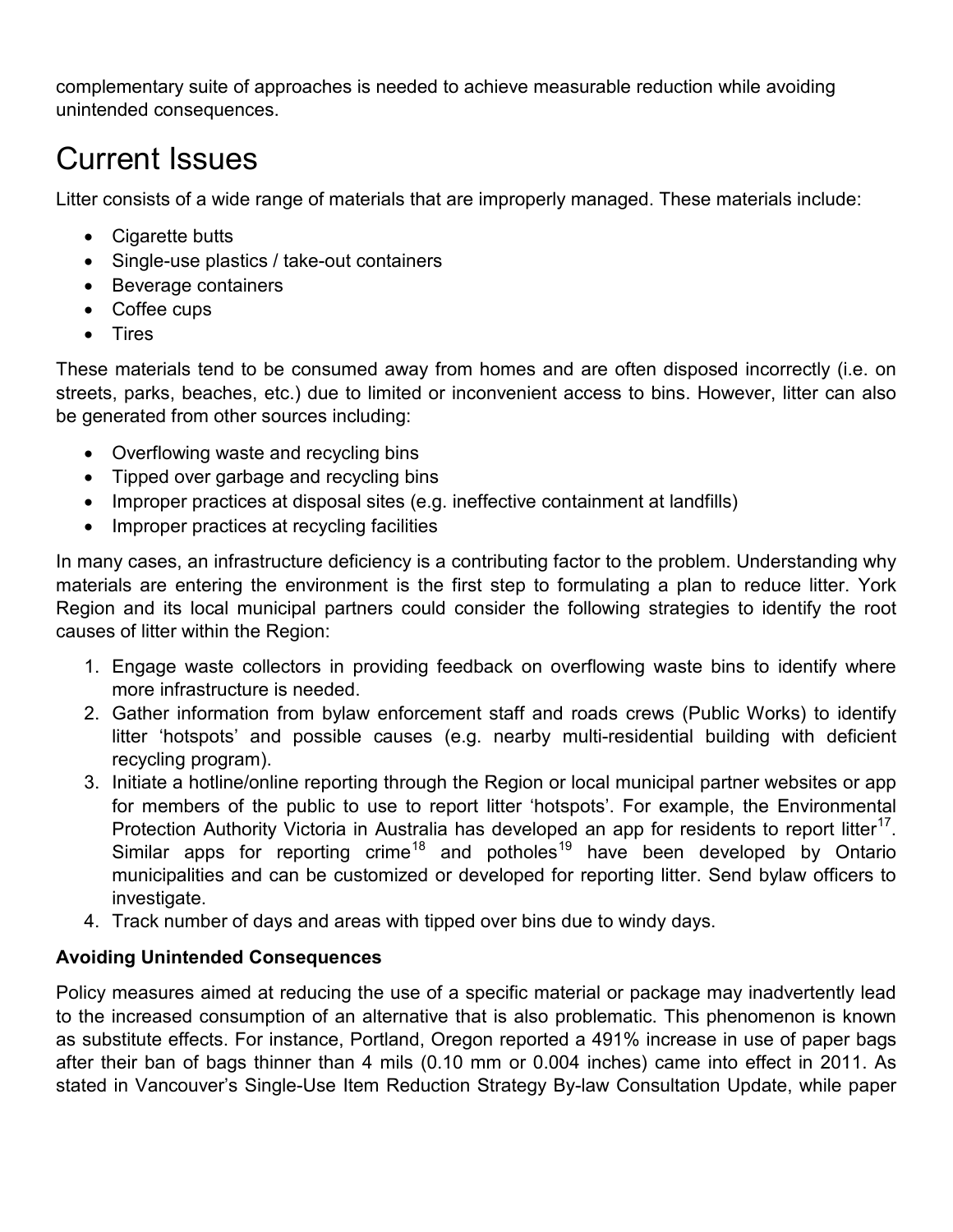complementary suite of approaches is needed to achieve measurable reduction while avoiding unintended consequences.

# Current Issues

Litter consists of a wide range of materials that are improperly managed. These materials include:

- Cigarette butts
- Single-use plastics / take-out containers
- Beverage containers
- Coffee cups
- Tires

These materials tend to be consumed away from homes and are often disposed incorrectly (i.e. on streets, parks, beaches, etc.) due to limited or inconvenient access to bins. However, litter can also be generated from other sources including:

- Overflowing waste and recycling bins
- Tipped over garbage and recycling bins
- Improper practices at disposal sites (e.g. ineffective containment at landfills)
- Improper practices at recycling facilities

In many cases, an infrastructure deficiency is a contributing factor to the problem. Understanding why materials are entering the environment is the first step to formulating a plan to reduce litter. York Region and its local municipal partners could consider the following strategies to identify the root causes of litter within the Region:

1. Engage waste collectors in providing feedback on overflowing waste bins to identify where more infrastructure is needed.
2. Gather information from bylaw enforcement staff and roads crews (Public Works) to identify litter 'hotspots' and possible causes (e.g. nearby multi-residential building with deficient recycling program).
3. Initiate a hotline/online reporting through the Region or local municipal partner websites or app for members of the public to use to report litter 'hotspots'. For example, the Environmental Protection Authority Victoria in Australia has developed an app for residents to report litter[17]. Similar apps for reporting crime[18] and potholes[19] have been developed by Ontario municipalities and can be customized or developed for reporting litter. Send bylaw officers to investigate.
4. Track number of days and areas with tipped over bins due to windy days.

**Avoiding Unintended Consequences**

Policy measures aimed at reducing the use of a specific material or package may inadvertently lead to the increased consumption of an alternative that is also problematic. This phenomenon is known as substitute effects. For instance, Portland, Oregon reported a 491% increase in use of paper bags after their ban of bags thinner than 4 mils (0.10 mm or 0.004 inches) came into effect in 2011. As stated in Vancouver's Single-Use Item Reduction Strategy By-law Consultation Update, while paper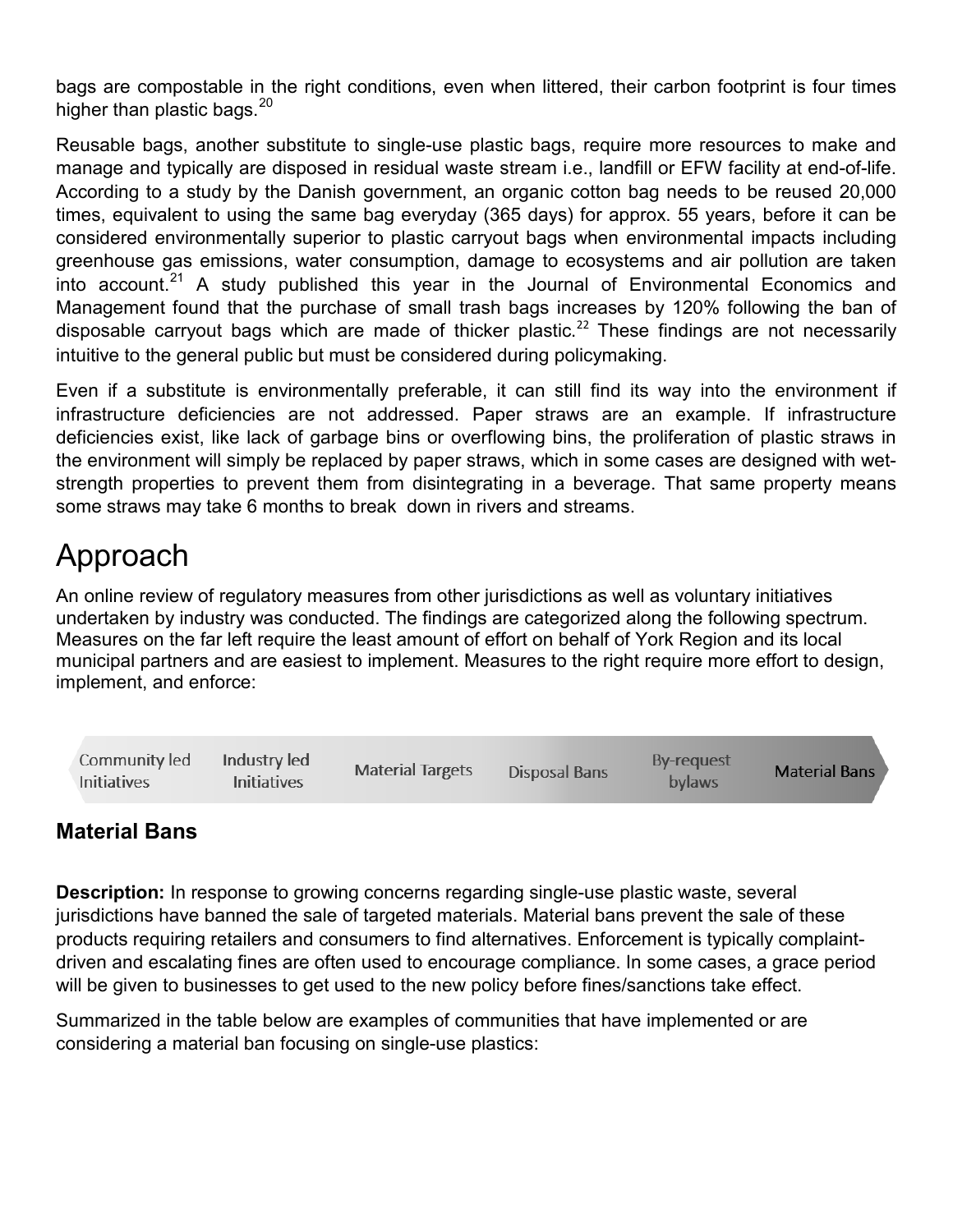bags are compostable in the right conditions, even when littered, their carbon footprint is four times higher than plastic bags.[20]

Reusable bags, another substitute to single-use plastic bags, require more resources to make and manage and typically are disposed in residual waste stream i.e., landfill or EFW facility at end-of-life. According to a study by the Danish government, an organic cotton bag needs to be reused 20,000 times, equivalent to using the same bag everyday (365 days) for approx. 55 years, before it can be considered environmentally superior to plastic carryout bags when environmental impacts including greenhouse gas emissions, water consumption, damage to ecosystems and air pollution are taken into account.[21] A study published this year in the Journal of Environmental Economics and Management found that the purchase of small trash bags increases by 120% following the ban of disposable carryout bags which are made of thicker plastic.[22] These findings are not necessarily intuitive to the general public but must be considered during policymaking.

Even if a substitute is environmentally preferable, it can still find its way into the environment if infrastructure deficiencies are not addressed. Paper straws are an example. If infrastructure deficiencies exist, like lack of garbage bins or overflowing bins, the proliferation of plastic straws in the environment will simply be replaced by paper straws, which in some cases are designed with wet-strength properties to prevent them from disintegrating in a beverage. That same property means some straws may take 6 months to break down in rivers and streams.

# Approach

An online review of regulatory measures from other jurisdictions as well as voluntary initiatives undertaken by industry was conducted. The findings are categorized along the following spectrum. Measures on the far left require the least amount of effort on behalf of York Region and its local municipal partners and are easiest to implement. Measures to the right require more effort to design, implement, and enforce:

Community led Initiatives → Industry led Initiatives → Material Targets → Disposal Bans → By-request bylaws → Material Bans

## Material Bans

**Description:** In response to growing concerns regarding single-use plastic waste, several jurisdictions have banned the sale of targeted materials. Material bans prevent the sale of these products requiring retailers and consumers to find alternatives. Enforcement is typically complaint-driven and escalating fines are often used to encourage compliance. In some cases, a grace period will be given to businesses to get used to the new policy before fines/sanctions take effect.

Summarized in the table below are examples of communities that have implemented or are considering a material ban focusing on single-use plastics: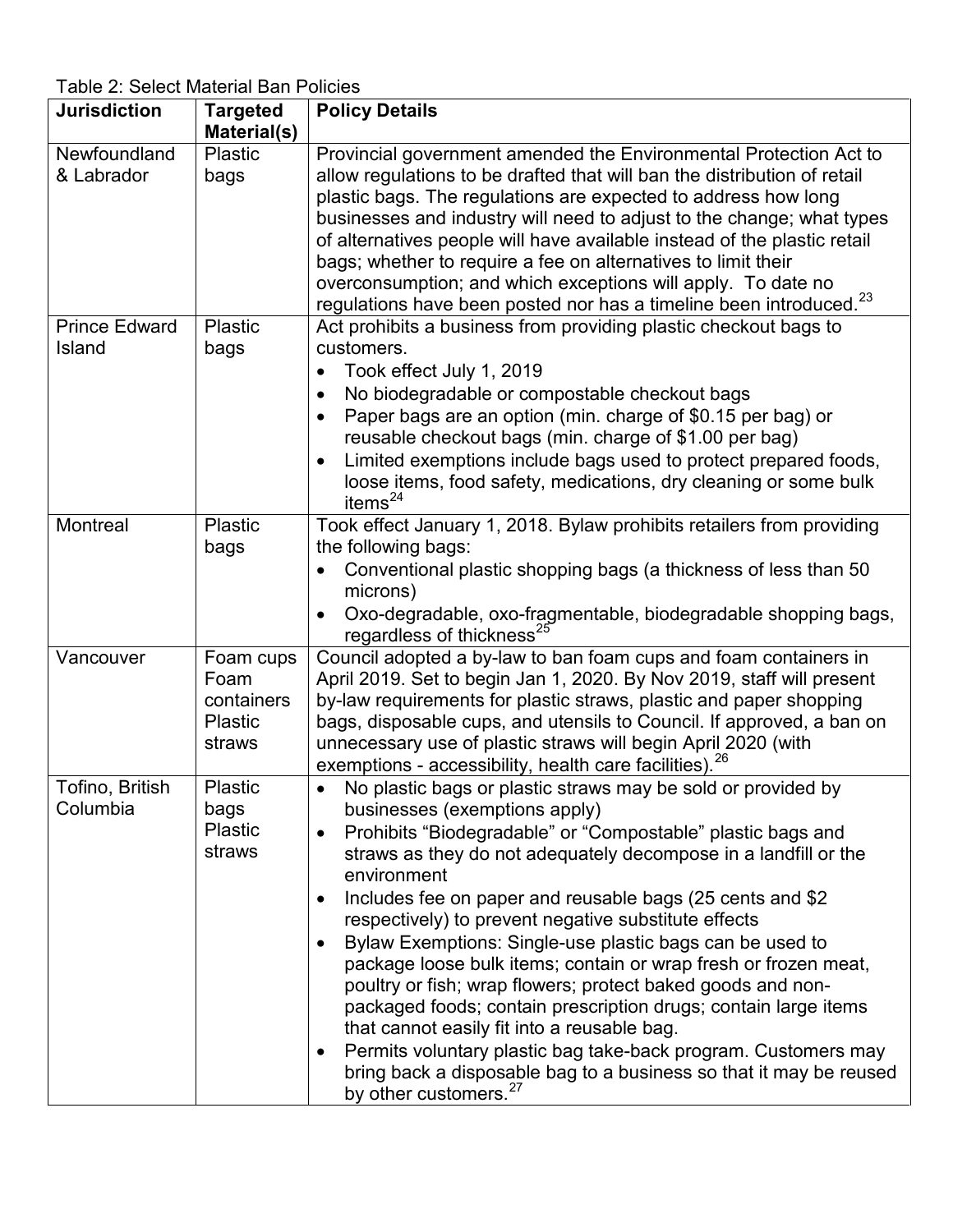Table 2: Select Material Ban Policies

| Jurisdiction | Targeted Material(s) | Policy Details |
|---|---|---|
| Newfoundland & Labrador | Plastic bags | Provincial government amended the Environmental Protection Act to allow regulations to be drafted that will ban the distribution of retail plastic bags. The regulations are expected to address how long businesses and industry will need to adjust to the change; what types of alternatives people will have available instead of the plastic retail bags; whether to require a fee on alternatives to limit their overconsumption; and which exceptions will apply. To date no regulations have been posted nor has a timeline been introduced.[23] |
| Prince Edward Island | Plastic bags | Act prohibits a business from providing plastic checkout bags to customers.<br>• Took effect July 1, 2019<br>• No biodegradable or compostable checkout bags<br>• Paper bags are an option (min. charge of $0.15 per bag) or reusable checkout bags (min. charge of $1.00 per bag)<br>• Limited exemptions include bags used to protect prepared foods, loose items, food safety, medications, dry cleaning or some bulk items[24] |
| Montreal | Plastic bags | Took effect January 1, 2018. Bylaw prohibits retailers from providing the following bags:<br>• Conventional plastic shopping bags (a thickness of less than 50 microns)<br>• Oxo-degradable, oxo-fragmentable, biodegradable shopping bags, regardless of thickness[25] |
| Vancouver | Foam cups<br>Foam containers<br>Plastic straws | Council adopted a by-law to ban foam cups and foam containers in April 2019. Set to begin Jan 1, 2020. By Nov 2019, staff will present by-law requirements for plastic straws, plastic and paper shopping bags, disposable cups, and utensils to Council. If approved, a ban on unnecessary use of plastic straws will begin April 2020 (with exemptions - accessibility, health care facilities).[26] |
| Tofino, British Columbia | Plastic bags<br>Plastic straws | • No plastic bags or plastic straws may be sold or provided by businesses (exemptions apply)<br>• Prohibits "Biodegradable" or "Compostable" plastic bags and straws as they do not adequately decompose in a landfill or the environment<br>• Includes fee on paper and reusable bags (25 cents and $2 respectively) to prevent negative substitute effects<br>• Bylaw Exemptions: Single-use plastic bags can be used to package loose bulk items; contain or wrap fresh or frozen meat, poultry or fish; wrap flowers; protect baked goods and non-packaged foods; contain prescription drugs; contain large items that cannot easily fit into a reusable bag.<br>• Permits voluntary plastic bag take-back program. Customers may bring back a disposable bag to a business so that it may be reused by other customers.[27] |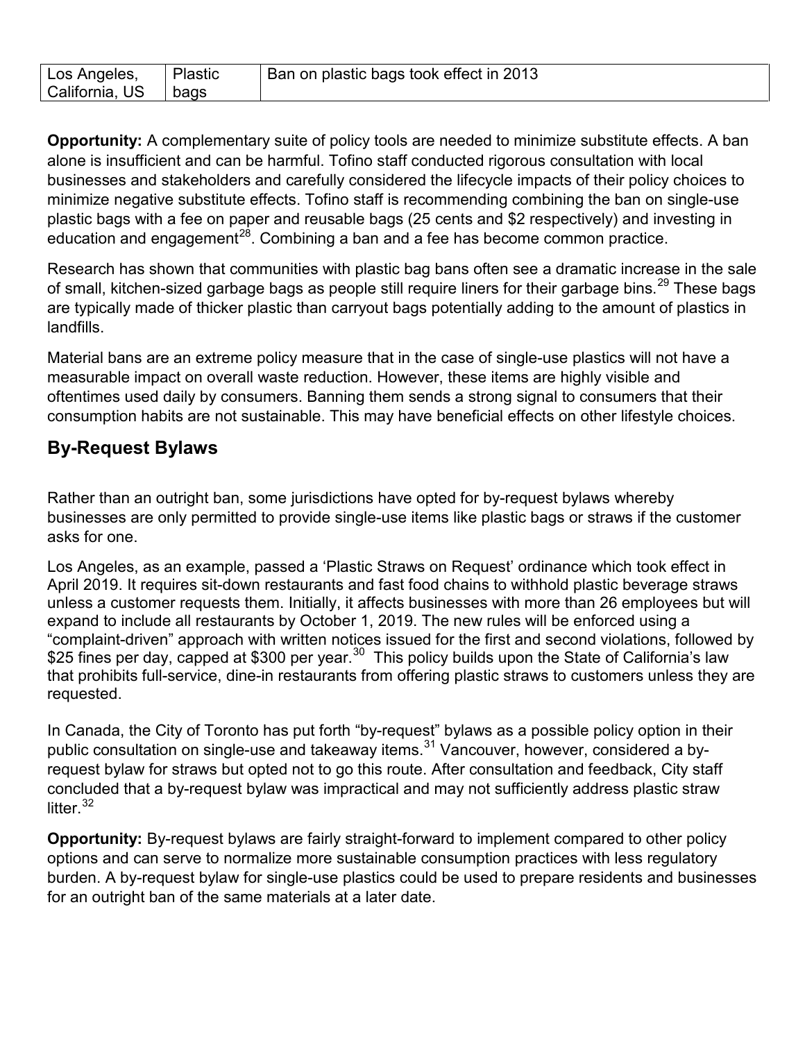| Los Angeles, California, US | Plastic bags | Ban on plastic bags took effect in 2013 |
|---|---|---|

**Opportunity:** A complementary suite of policy tools are needed to minimize substitute effects. A ban alone is insufficient and can be harmful. Tofino staff conducted rigorous consultation with local businesses and stakeholders and carefully considered the lifecycle impacts of their policy choices to minimize negative substitute effects. Tofino staff is recommending combining the ban on single-use plastic bags with a fee on paper and reusable bags (25 cents and $2 respectively) and investing in education and engagement[28]. Combining a ban and a fee has become common practice.

Research has shown that communities with plastic bag bans often see a dramatic increase in the sale of small, kitchen-sized garbage bags as people still require liners for their garbage bins.[29] These bags are typically made of thicker plastic than carryout bags potentially adding to the amount of plastics in landfills.

Material bans are an extreme policy measure that in the case of single-use plastics will not have a measurable impact on overall waste reduction. However, these items are highly visible and oftentimes used daily by consumers. Banning them sends a strong signal to consumers that their consumption habits are not sustainable. This may have beneficial effects on other lifestyle choices.

## By-Request Bylaws

Rather than an outright ban, some jurisdictions have opted for by-request bylaws whereby businesses are only permitted to provide single-use items like plastic bags or straws if the customer asks for one.

Los Angeles, as an example, passed a 'Plastic Straws on Request' ordinance which took effect in April 2019. It requires sit-down restaurants and fast food chains to withhold plastic beverage straws unless a customer requests them. Initially, it affects businesses with more than 26 employees but will expand to include all restaurants by October 1, 2019. The new rules will be enforced using a "complaint-driven" approach with written notices issued for the first and second violations, followed by $25 fines per day, capped at $300 per year.[30] This policy builds upon the State of California's law that prohibits full-service, dine-in restaurants from offering plastic straws to customers unless they are requested.

In Canada, the City of Toronto has put forth "by-request" bylaws as a possible policy option in their public consultation on single-use and takeaway items.[31] Vancouver, however, considered a by-request bylaw for straws but opted not to go this route. After consultation and feedback, City staff concluded that a by-request bylaw was impractical and may not sufficiently address plastic straw litter.[32]

**Opportunity:** By-request bylaws are fairly straight-forward to implement compared to other policy options and can serve to normalize more sustainable consumption practices with less regulatory burden. A by-request bylaw for single-use plastics could be used to prepare residents and businesses for an outright ban of the same materials at a later date.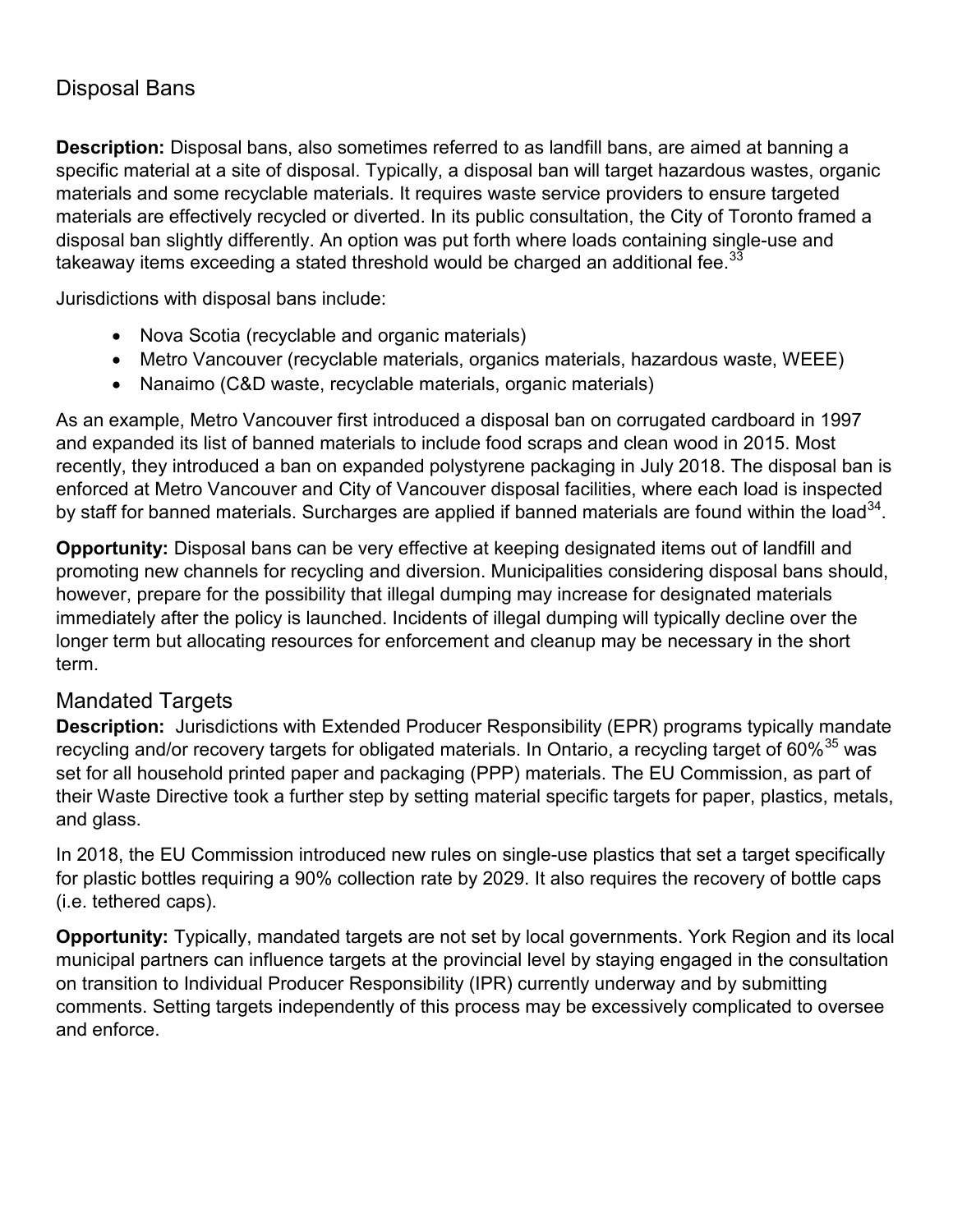## Disposal Bans

**Description:** Disposal bans, also sometimes referred to as landfill bans, are aimed at banning a specific material at a site of disposal. Typically, a disposal ban will target hazardous wastes, organic materials and some recyclable materials. It requires waste service providers to ensure targeted materials are effectively recycled or diverted. In its public consultation, the City of Toronto framed a disposal ban slightly differently. An option was put forth where loads containing single-use and takeaway items exceeding a stated threshold would be charged an additional fee.[33]

Jurisdictions with disposal bans include:

- Nova Scotia (recyclable and organic materials)
- Metro Vancouver (recyclable materials, organics materials, hazardous waste, WEEE)
- Nanaimo (C&D waste, recyclable materials, organic materials)

As an example, Metro Vancouver first introduced a disposal ban on corrugated cardboard in 1997 and expanded its list of banned materials to include food scraps and clean wood in 2015. Most recently, they introduced a ban on expanded polystyrene packaging in July 2018. The disposal ban is enforced at Metro Vancouver and City of Vancouver disposal facilities, where each load is inspected by staff for banned materials. Surcharges are applied if banned materials are found within the load[34].

**Opportunity:** Disposal bans can be very effective at keeping designated items out of landfill and promoting new channels for recycling and diversion. Municipalities considering disposal bans should, however, prepare for the possibility that illegal dumping may increase for designated materials immediately after the policy is launched. Incidents of illegal dumping will typically decline over the longer term but allocating resources for enforcement and cleanup may be necessary in the short term.

## Mandated Targets

**Description:** Jurisdictions with Extended Producer Responsibility (EPR) programs typically mandate recycling and/or recovery targets for obligated materials. In Ontario, a recycling target of 60%[35] was set for all household printed paper and packaging (PPP) materials. The EU Commission, as part of their Waste Directive took a further step by setting material specific targets for paper, plastics, metals, and glass.

In 2018, the EU Commission introduced new rules on single-use plastics that set a target specifically for plastic bottles requiring a 90% collection rate by 2029. It also requires the recovery of bottle caps (i.e. tethered caps).

**Opportunity:** Typically, mandated targets are not set by local governments. York Region and its local municipal partners can influence targets at the provincial level by staying engaged in the consultation on transition to Individual Producer Responsibility (IPR) currently underway and by submitting comments. Setting targets independently of this process may be excessively complicated to oversee and enforce.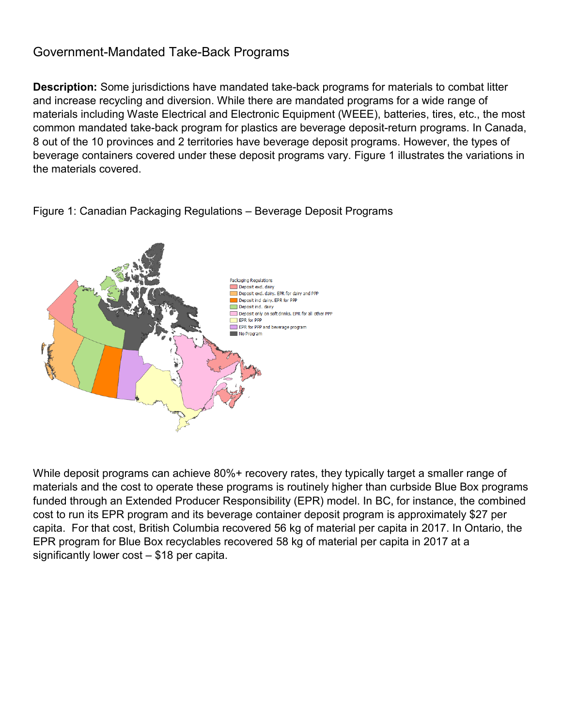## Government-Mandated Take-Back Programs

**Description:** Some jurisdictions have mandated take-back programs for materials to combat litter and increase recycling and diversion. While there are mandated programs for a wide range of materials including Waste Electrical and Electronic Equipment (WEEE), batteries, tires, etc., the most common mandated take-back program for plastics are beverage deposit-return programs. In Canada, 8 out of the 10 provinces and 2 territories have beverage deposit programs. However, the types of beverage containers covered under these deposit programs vary. Figure 1 illustrates the variations in the materials covered.

Figure 1: Canadian Packaging Regulations – Beverage Deposit Programs

Packaging Regulations
- Deposit excl. dairy
- Deposit excl. dairy. EPR for dairy and PPP
- Deposit incl dairy. EPR for PPP
- Deposit incl. dairy
- Deposit only on soft drinks. EPR for all other PPP
- EPR for PPP
- EPR for PPP and beverage program
- No Program

While deposit programs can achieve 80%+ recovery rates, they typically target a smaller range of materials and the cost to operate these programs is routinely higher than curbside Blue Box programs funded through an Extended Producer Responsibility (EPR) model. In BC, for instance, the combined cost to run its EPR program and its beverage container deposit program is approximately $27 per capita. For that cost, British Columbia recovered 56 kg of material per capita in 2017. In Ontario, the EPR program for Blue Box recyclables recovered 58 kg of material per capita in 2017 at a significantly lower cost – $18 per capita.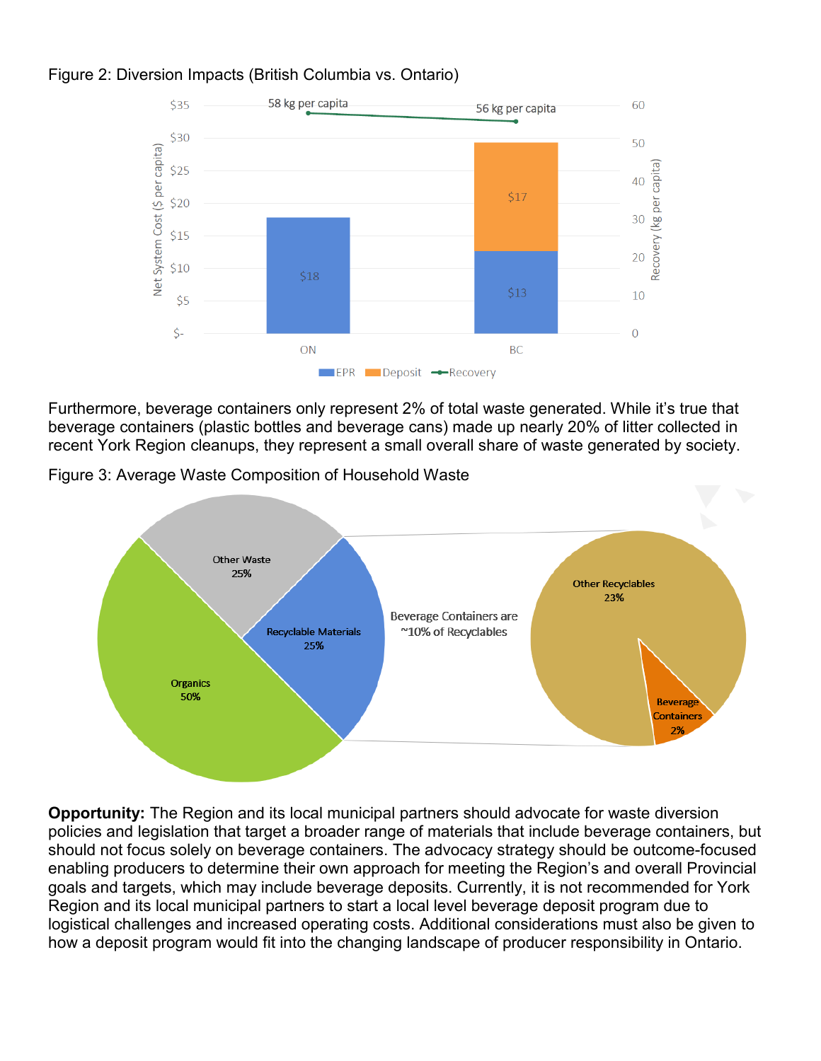Figure 2: Diversion Impacts (British Columbia vs. Ontario)

Furthermore, beverage containers only represent 2% of total waste generated. While it's true that beverage containers (plastic bottles and beverage cans) made up nearly 20% of litter collected in recent York Region cleanups, they represent a small overall share of waste generated by society.

Figure 3: Average Waste Composition of Household Waste

**Opportunity:** The Region and its local municipal partners should advocate for waste diversion policies and legislation that target a broader range of materials that include beverage containers, but should not focus solely on beverage containers. The advocacy strategy should be outcome-focused enabling producers to determine their own approach for meeting the Region's and overall Provincial goals and targets, which may include beverage deposits. Currently, it is not recommended for York Region and its local municipal partners to start a local level beverage deposit program due to logistical challenges and increased operating costs. Additional considerations must also be given to how a deposit program would fit into the changing landscape of producer responsibility in Ontario.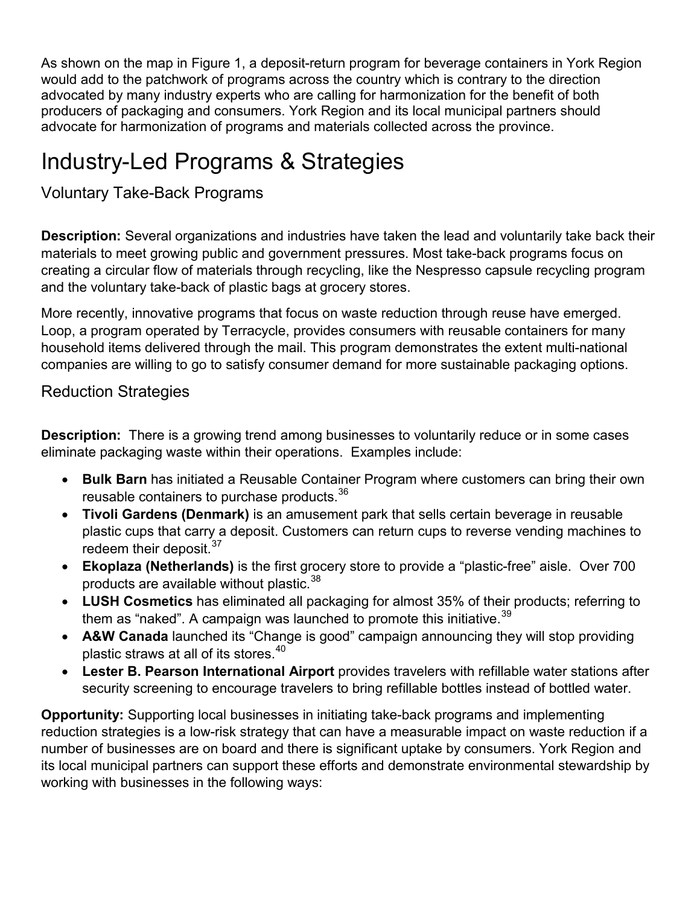As shown on the map in Figure 1, a deposit-return program for beverage containers in York Region would add to the patchwork of programs across the country which is contrary to the direction advocated by many industry experts who are calling for harmonization for the benefit of both producers of packaging and consumers. York Region and its local municipal partners should advocate for harmonization of programs and materials collected across the province.

# Industry-Led Programs & Strategies

## Voluntary Take-Back Programs

**Description:** Several organizations and industries have taken the lead and voluntarily take back their materials to meet growing public and government pressures. Most take-back programs focus on creating a circular flow of materials through recycling, like the Nespresso capsule recycling program and the voluntary take-back of plastic bags at grocery stores.

More recently, innovative programs that focus on waste reduction through reuse have emerged. Loop, a program operated by Terracycle, provides consumers with reusable containers for many household items delivered through the mail. This program demonstrates the extent multi-national companies are willing to go to satisfy consumer demand for more sustainable packaging options.

## Reduction Strategies

**Description:** There is a growing trend among businesses to voluntarily reduce or in some cases eliminate packaging waste within their operations. Examples include:

- **Bulk Barn** has initiated a Reusable Container Program where customers can bring their own reusable containers to purchase products.[36]
- **Tivoli Gardens (Denmark)** is an amusement park that sells certain beverage in reusable plastic cups that carry a deposit. Customers can return cups to reverse vending machines to redeem their deposit.[37]
- **Ekoplaza (Netherlands)** is the first grocery store to provide a "plastic-free" aisle. Over 700 products are available without plastic.[38]
- **LUSH Cosmetics** has eliminated all packaging for almost 35% of their products; referring to them as "naked". A campaign was launched to promote this initiative.[39]
- **A&W Canada** launched its "Change is good" campaign announcing they will stop providing plastic straws at all of its stores.[40]
- **Lester B. Pearson International Airport** provides travelers with refillable water stations after security screening to encourage travelers to bring refillable bottles instead of bottled water.

**Opportunity:** Supporting local businesses in initiating take-back programs and implementing reduction strategies is a low-risk strategy that can have a measurable impact on waste reduction if a number of businesses are on board and there is significant uptake by consumers. York Region and its local municipal partners can support these efforts and demonstrate environmental stewardship by working with businesses in the following ways: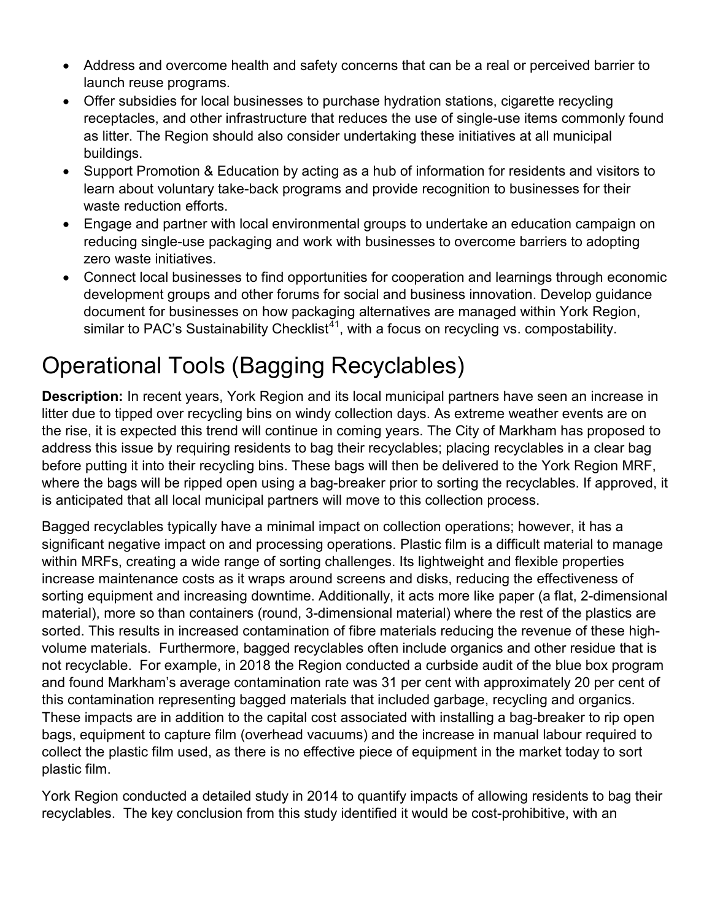- Address and overcome health and safety concerns that can be a real or perceived barrier to launch reuse programs.
- Offer subsidies for local businesses to purchase hydration stations, cigarette recycling receptacles, and other infrastructure that reduces the use of single-use items commonly found as litter. The Region should also consider undertaking these initiatives at all municipal buildings.
- Support Promotion & Education by acting as a hub of information for residents and visitors to learn about voluntary take-back programs and provide recognition to businesses for their waste reduction efforts.
- Engage and partner with local environmental groups to undertake an education campaign on reducing single-use packaging and work with businesses to overcome barriers to adopting zero waste initiatives.
- Connect local businesses to find opportunities for cooperation and learnings through economic development groups and other forums for social and business innovation. Develop guidance document for businesses on how packaging alternatives are managed within York Region, similar to PAC's Sustainability Checklist[41], with a focus on recycling vs. compostability.

# Operational Tools (Bagging Recyclables)

**Description:** In recent years, York Region and its local municipal partners have seen an increase in litter due to tipped over recycling bins on windy collection days. As extreme weather events are on the rise, it is expected this trend will continue in coming years. The City of Markham has proposed to address this issue by requiring residents to bag their recyclables; placing recyclables in a clear bag before putting it into their recycling bins. These bags will then be delivered to the York Region MRF, where the bags will be ripped open using a bag-breaker prior to sorting the recyclables. If approved, it is anticipated that all local municipal partners will move to this collection process.

Bagged recyclables typically have a minimal impact on collection operations; however, it has a significant negative impact on and processing operations. Plastic film is a difficult material to manage within MRFs, creating a wide range of sorting challenges. Its lightweight and flexible properties increase maintenance costs as it wraps around screens and disks, reducing the effectiveness of sorting equipment and increasing downtime. Additionally, it acts more like paper (a flat, 2-dimensional material), more so than containers (round, 3-dimensional material) where the rest of the plastics are sorted. This results in increased contamination of fibre materials reducing the revenue of these high-volume materials. Furthermore, bagged recyclables often include organics and other residue that is not recyclable. For example, in 2018 the Region conducted a curbside audit of the blue box program and found Markham's average contamination rate was 31 per cent with approximately 20 per cent of this contamination representing bagged materials that included garbage, recycling and organics. These impacts are in addition to the capital cost associated with installing a bag-breaker to rip open bags, equipment to capture film (overhead vacuums) and the increase in manual labour required to collect the plastic film used, as there is no effective piece of equipment in the market today to sort plastic film.

York Region conducted a detailed study in 2014 to quantify impacts of allowing residents to bag their recyclables. The key conclusion from this study identified it would be cost-prohibitive, with an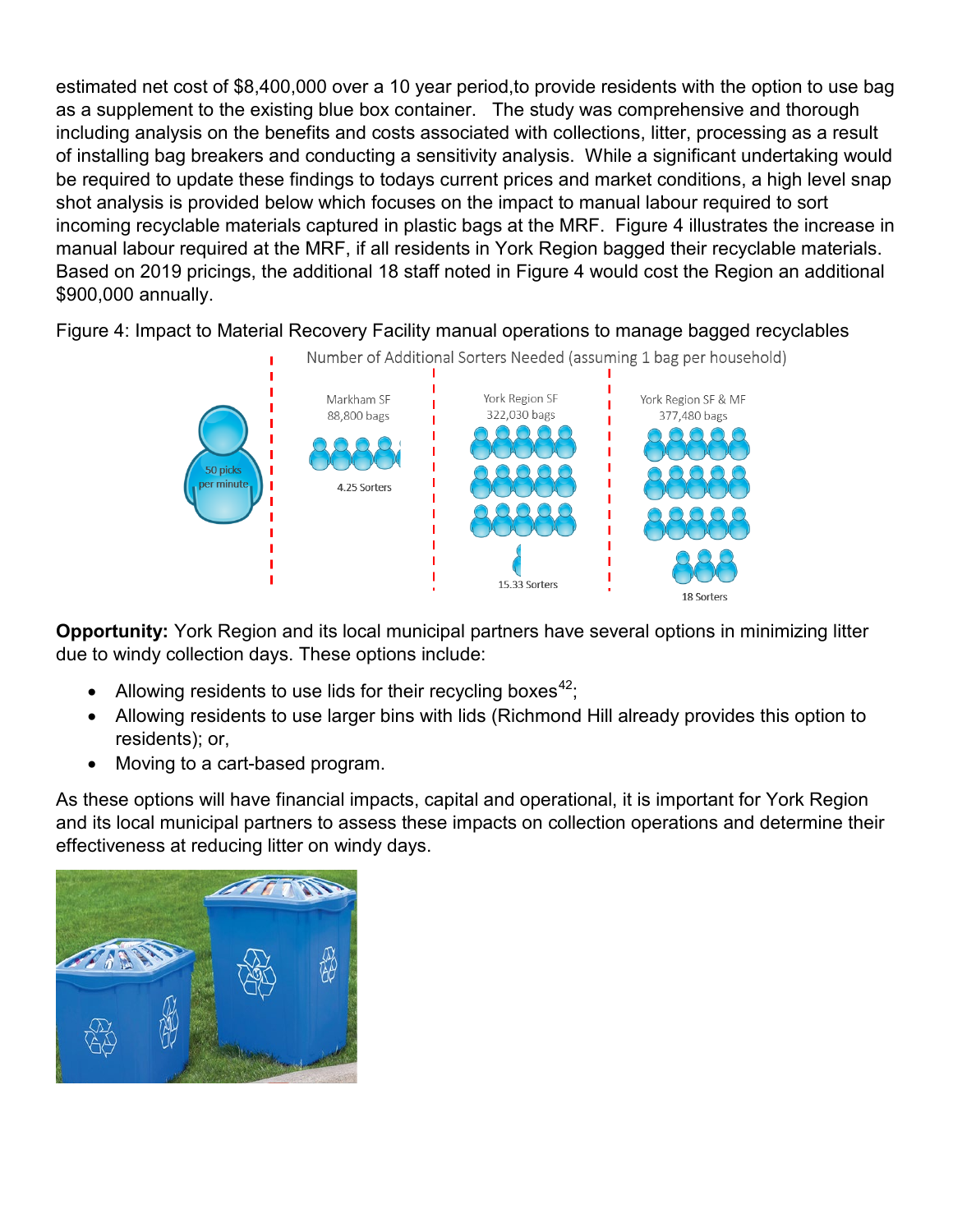estimated net cost of $8,400,000 over a 10 year period,to provide residents with the option to use bag as a supplement to the existing blue box container. The study was comprehensive and thorough including analysis on the benefits and costs associated with collections, litter, processing as a result of installing bag breakers and conducting a sensitivity analysis. While a significant undertaking would be required to update these findings to todays current prices and market conditions, a high level snap shot analysis is provided below which focuses on the impact to manual labour required to sort incoming recyclable materials captured in plastic bags at the MRF. Figure 4 illustrates the increase in manual labour required at the MRF, if all residents in York Region bagged their recyclable materials. Based on 2019 pricings, the additional 18 staff noted in Figure 4 would cost the Region an additional $900,000 annually.

Figure 4: Impact to Material Recovery Facility manual operations to manage bagged recyclables

Number of Additional Sorters Needed (assuming 1 bag per household)

50 picks per minute

| Markham SF | York Region SF | York Region SF & MF |
|---|---|---|
| 88,800 bags | 322,030 bags | 377,480 bags |
| 4.25 Sorters | 15.33 Sorters | 18 Sorters |

**Opportunity:** York Region and its local municipal partners have several options in minimizing litter due to windy collection days. These options include:

- Allowing residents to use lids for their recycling boxes[42];
- Allowing residents to use larger bins with lids (Richmond Hill already provides this option to residents); or,
- Moving to a cart-based program.

As these options will have financial impacts, capital and operational, it is important for York Region and its local municipal partners to assess these impacts on collection operations and determine their effectiveness at reducing litter on windy days.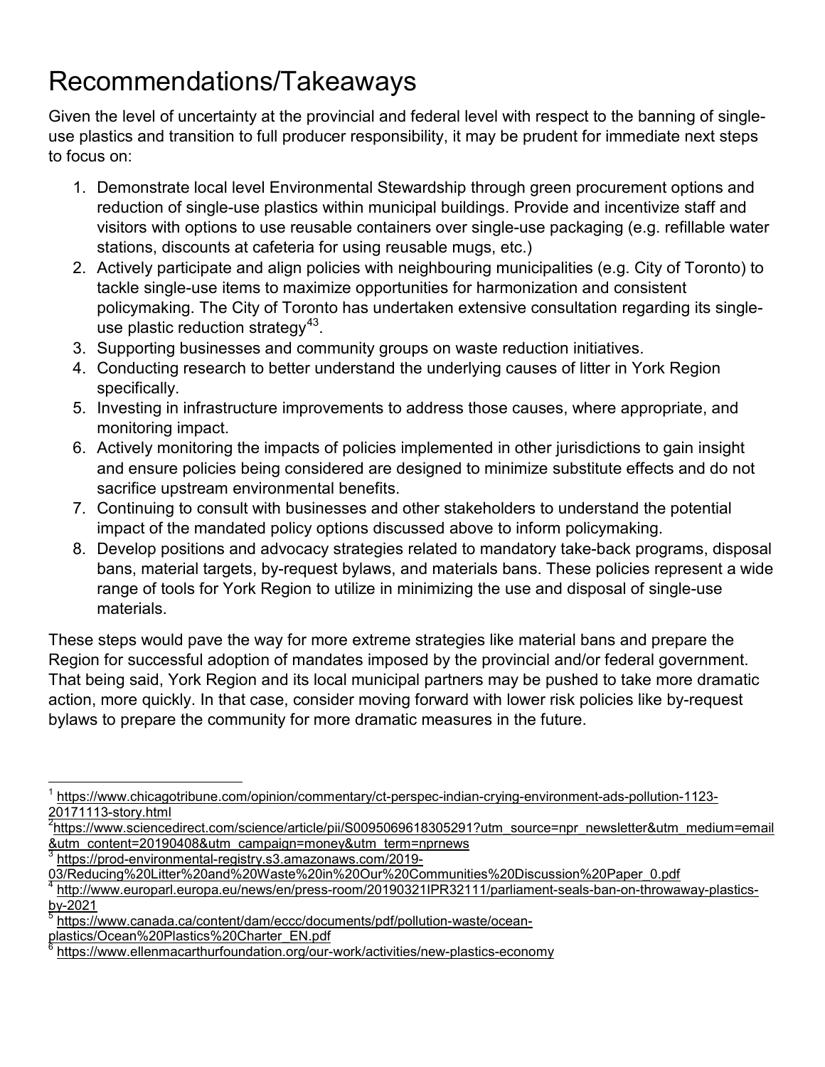# Recommendations/Takeaways

Given the level of uncertainty at the provincial and federal level with respect to the banning of single-use plastics and transition to full producer responsibility, it may be prudent for immediate next steps to focus on:

1. Demonstrate local level Environmental Stewardship through green procurement options and reduction of single-use plastics within municipal buildings. Provide and incentivize staff and visitors with options to use reusable containers over single-use packaging (e.g. refillable water stations, discounts at cafeteria for using reusable mugs, etc.)
2. Actively participate and align policies with neighbouring municipalities (e.g. City of Toronto) to tackle single-use items to maximize opportunities for harmonization and consistent policymaking. The City of Toronto has undertaken extensive consultation regarding its single-use plastic reduction strategy[43].
3. Supporting businesses and community groups on waste reduction initiatives.
4. Conducting research to better understand the underlying causes of litter in York Region specifically.
5. Investing in infrastructure improvements to address those causes, where appropriate, and monitoring impact.
6. Actively monitoring the impacts of policies implemented in other jurisdictions to gain insight and ensure policies being considered are designed to minimize substitute effects and do not sacrifice upstream environmental benefits.
7. Continuing to consult with businesses and other stakeholders to understand the potential impact of the mandated policy options discussed above to inform policymaking.
8. Develop positions and advocacy strategies related to mandatory take-back programs, disposal bans, material targets, by-request bylaws, and materials bans. These policies represent a wide range of tools for York Region to utilize in minimizing the use and disposal of single-use materials.

These steps would pave the way for more extreme strategies like material bans and prepare the Region for successful adoption of mandates imposed by the provincial and/or federal government. That being said, York Region and its local municipal partners may be pushed to take more dramatic action, more quickly. In that case, consider moving forward with lower risk policies like by-request bylaws to prepare the community for more dramatic measures in the future.

---

[1] https://www.chicagotribune.com/opinion/commentary/ct-perspec-indian-crying-environment-ads-pollution-1123-20171113-story.html

[2] https://www.sciencedirect.com/science/article/pii/S0095069618305291?utm_source=npr_newsletter&utm_medium=email&utm_content=20190408&utm_campaign=money&utm_term=nprnews

[3] https://prod-environmental-registry.s3.amazonaws.com/2019-03/Reducing%20Litter%20and%20Waste%20in%20Our%20Communities%20Discussion%20Paper_0.pdf

[4] http://www.europarl.europa.eu/news/en/press-room/20190321IPR32111/parliament-seals-ban-on-throwaway-plastics-by-2021

[5] https://www.canada.ca/content/dam/eccc/documents/pdf/pollution-waste/ocean-plastics/Ocean%20Plastics%20Charter_EN.pdf

[6] https://www.ellenmacarthurfoundation.org/our-work/activities/new-plastics-economy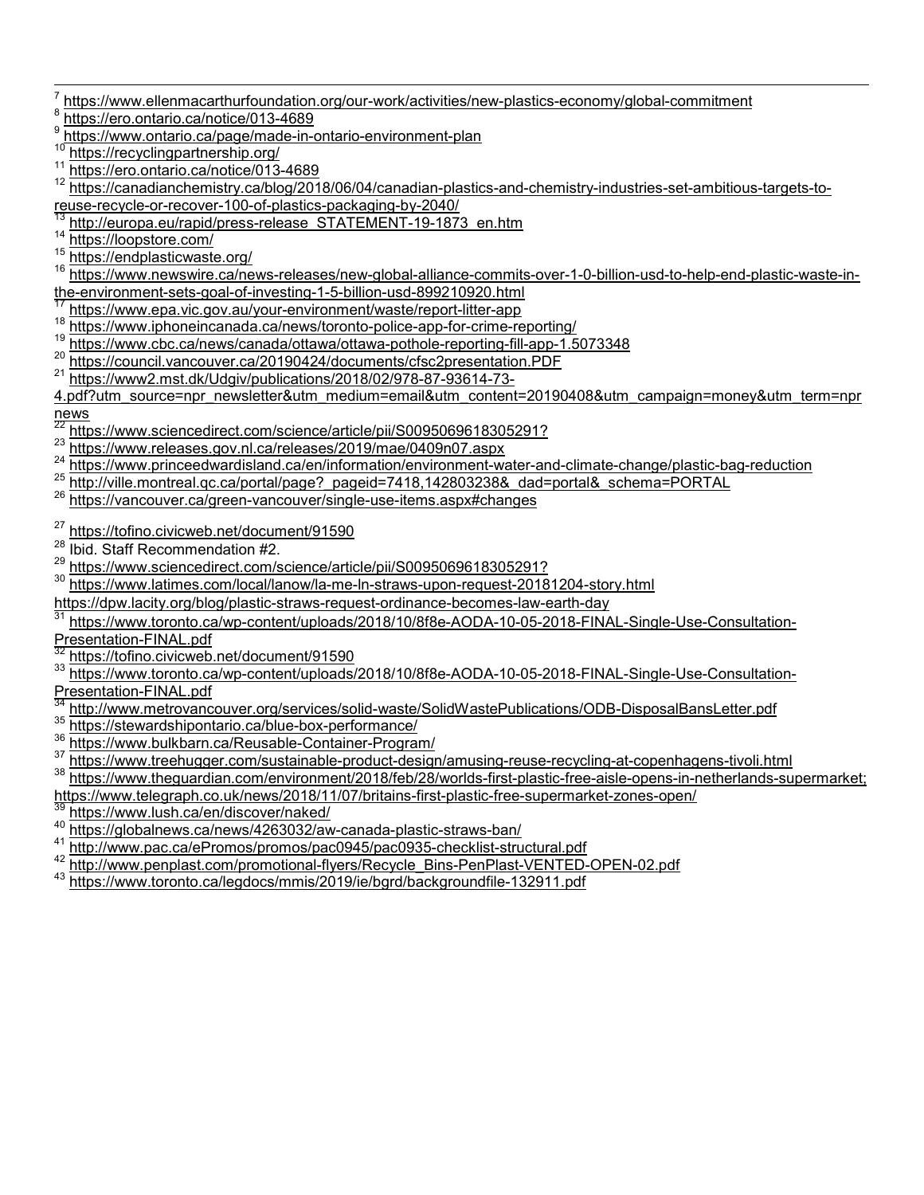[7] https://www.ellenmacarthurfoundation.org/our-work/activities/new-plastics-economy/global-commitment

[8] https://ero.ontario.ca/notice/013-4689

[9] https://www.ontario.ca/page/made-in-ontario-environment-plan

[10] https://recyclingpartnership.org/

[11] https://ero.ontario.ca/notice/013-4689

[12] https://canadianchemistry.ca/blog/2018/06/04/canadian-plastics-and-chemistry-industries-set-ambitious-targets-to-reuse-recycle-or-recover-100-of-plastics-packaging-by-2040/

[13] http://europa.eu/rapid/press-release_STATEMENT-19-1873_en.htm

[14] https://loopstore.com/

[15] https://endplasticwaste.org/

[16] https://www.newswire.ca/news-releases/new-global-alliance-commits-over-1-0-billion-usd-to-help-end-plastic-waste-in-the-environment-sets-goal-of-investing-1-5-billion-usd-899210920.html

[17] https://www.epa.vic.gov.au/your-environment/waste/report-litter-app

[18] https://www.iphoneincanada.ca/news/toronto-police-app-for-crime-reporting/

[19] https://www.cbc.ca/news/canada/ottawa/ottawa-pothole-reporting-fill-app-1.5073348

[20] https://council.vancouver.ca/20190424/documents/cfsc2presentation.PDF

[21] https://www2.mst.dk/Udgiv/publications/2018/02/978-87-93614-73-4.pdf?utm_source=npr_newsletter&utm_medium=email&utm_content=20190408&utm_campaign=money&utm_term=nprnews

[22] https://www.sciencedirect.com/science/article/pii/S0095069618305291?

[23] https://www.releases.gov.nl.ca/releases/2019/mae/0409n07.aspx

[24] https://www.princeedwardisland.ca/en/information/environment-water-and-climate-change/plastic-bag-reduction

[25] http://ville.montreal.qc.ca/portal/page?_pageid=7418,142803238&_dad=portal&_schema=PORTAL

[26] https://vancouver.ca/green-vancouver/single-use-items.aspx#changes

[27] https://tofino.civicweb.net/document/91590

[28] Ibid. Staff Recommendation #2.

[29] https://www.sciencedirect.com/science/article/pii/S0095069618305291?

[30] https://www.latimes.com/local/lanow/la-me-ln-straws-upon-request-20181204-story.html
https://dpw.lacity.org/blog/plastic-straws-request-ordinance-becomes-law-earth-day

[31] https://www.toronto.ca/wp-content/uploads/2018/10/8f8e-AODA-10-05-2018-FINAL-Single-Use-Consultation-Presentation-FINAL.pdf

[32] https://tofino.civicweb.net/document/91590

[33] https://www.toronto.ca/wp-content/uploads/2018/10/8f8e-AODA-10-05-2018-FINAL-Single-Use-Consultation-Presentation-FINAL.pdf

[34] http://www.metrovancouver.org/services/solid-waste/SolidWastePublications/ODB-DisposalBansLetter.pdf

[35] https://stewardshipontario.ca/blue-box-performance/

[36] https://www.bulkbarn.ca/Reusable-Container-Program/

[37] https://www.treehugger.com/sustainable-product-design/amusing-reuse-recycling-at-copenhagens-tivoli.html

[38] https://www.theguardian.com/environment/2018/feb/28/worlds-first-plastic-free-aisle-opens-in-netherlands-supermarket; https://www.telegraph.co.uk/news/2018/11/07/britains-first-plastic-free-supermarket-zones-open/

[39] https://www.lush.ca/en/discover/naked/

[40] https://globalnews.ca/news/4263032/aw-canada-plastic-straws-ban/

[41] http://www.pac.ca/ePromos/promos/pac0945/pac0935-checklist-structural.pdf

[42] http://www.penplast.com/promotional-flyers/Recycle_Bins-PenPlast-VENTED-OPEN-02.pdf

[43] https://www.toronto.ca/legdocs/mmis/2019/ie/bgrd/backgroundfile-132911.pdf